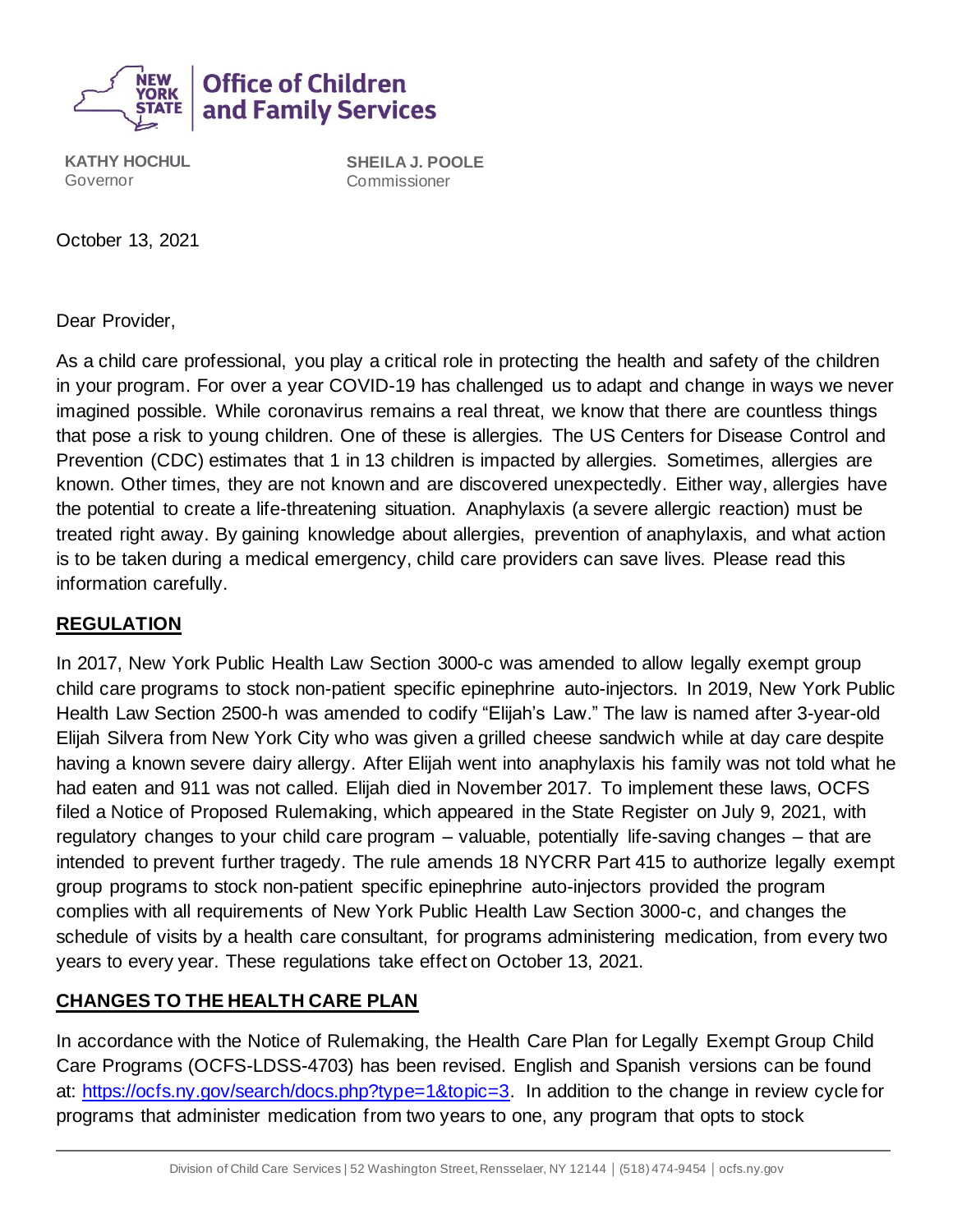**Office of Children and Family Services**

**KATHY HOCHUL**
Governor

**SHEILA J. POOLE**
Commissioner

October 13, 2021

Dear Provider,

As a child care professional, you play a critical role in protecting the health and safety of the children in your program. For over a year COVID-19 has challenged us to adapt and change in ways we never imagined possible. While coronavirus remains a real threat, we know that there are countless things that pose a risk to young children. One of these is allergies. The US Centers for Disease Control and Prevention (CDC) estimates that 1 in 13 children is impacted by allergies. Sometimes, allergies are known. Other times, they are not known and are discovered unexpectedly. Either way, allergies have the potential to create a life-threatening situation. Anaphylaxis (a severe allergic reaction) must be treated right away. By gaining knowledge about allergies, prevention of anaphylaxis, and what action is to be taken during a medical emergency, child care providers can save lives. Please read this information carefully.

## REGULATION

In 2017, New York Public Health Law Section 3000-c was amended to allow legally exempt group child care programs to stock non-patient specific epinephrine auto-injectors. In 2019, New York Public Health Law Section 2500-h was amended to codify "Elijah's Law." The law is named after 3-year-old Elijah Silvera from New York City who was given a grilled cheese sandwich while at day care despite having a known severe dairy allergy. After Elijah went into anaphylaxis his family was not told what he had eaten and 911 was not called. Elijah died in November 2017. To implement these laws, OCFS filed a Notice of Proposed Rulemaking, which appeared in the State Register on July 9, 2021, with regulatory changes to your child care program – valuable, potentially life-saving changes – that are intended to prevent further tragedy. The rule amends 18 NYCRR Part 415 to authorize legally exempt group programs to stock non-patient specific epinephrine auto-injectors provided the program complies with all requirements of New York Public Health Law Section 3000-c, and changes the schedule of visits by a health care consultant, for programs administering medication, from every two years to every year. These regulations take effect on October 13, 2021.

## CHANGES TO THE HEALTH CARE PLAN

In accordance with the Notice of Rulemaking, the Health Care Plan for Legally Exempt Group Child Care Programs (OCFS-LDSS-4703) has been revised. English and Spanish versions can be found at: https://ocfs.ny.gov/search/docs.php?type=1&topic=3. In addition to the change in review cycle for programs that administer medication from two years to one, any program that opts to stock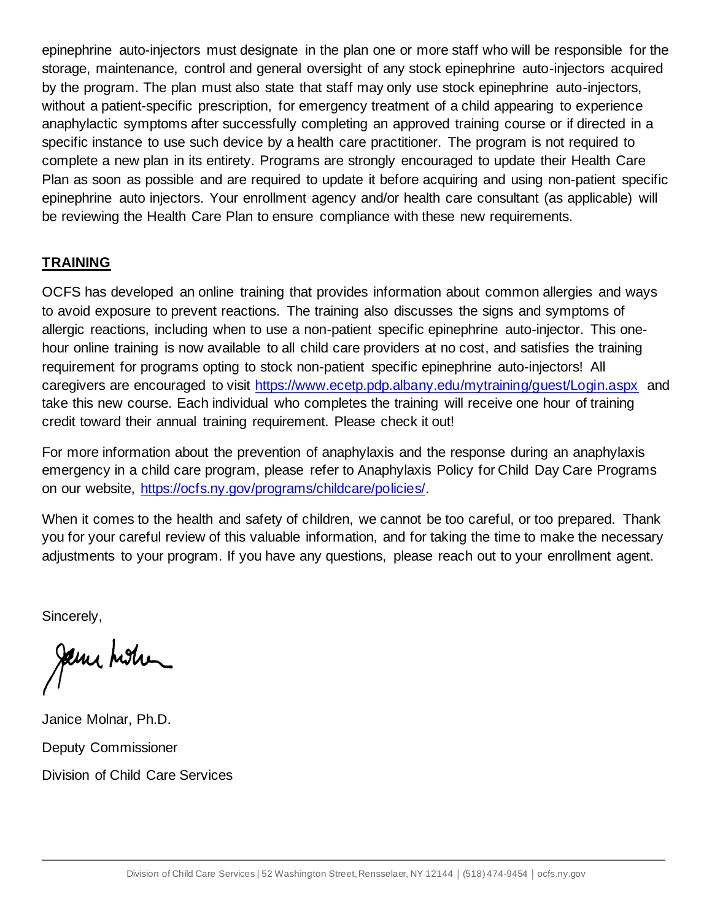epinephrine auto-injectors must designate in the plan one or more staff who will be responsible for the storage, maintenance, control and general oversight of any stock epinephrine auto-injectors acquired by the program. The plan must also state that staff may only use stock epinephrine auto-injectors, without a patient-specific prescription, for emergency treatment of a child appearing to experience anaphylactic symptoms after successfully completing an approved training course or if directed in a specific instance to use such device by a health care practitioner. The program is not required to complete a new plan in its entirety. Programs are strongly encouraged to update their Health Care Plan as soon as possible and are required to update it before acquiring and using non-patient specific epinephrine auto injectors. Your enrollment agency and/or health care consultant (as applicable) will be reviewing the Health Care Plan to ensure compliance with these new requirements.

## TRAINING

OCFS has developed an online training that provides information about common allergies and ways to avoid exposure to prevent reactions. The training also discusses the signs and symptoms of allergic reactions, including when to use a non-patient specific epinephrine auto-injector. This one-hour online training is now available to all child care providers at no cost, and satisfies the training requirement for programs opting to stock non-patient specific epinephrine auto-injectors! All caregivers are encouraged to visit https://www.ecetp.pdp.albany.edu/mytraining/guest/Login.aspx and take this new course. Each individual who completes the training will receive one hour of training credit toward their annual training requirement. Please check it out!

For more information about the prevention of anaphylaxis and the response during an anaphylaxis emergency in a child care program, please refer to Anaphylaxis Policy for Child Day Care Programs on our website, https://ocfs.ny.gov/programs/childcare/policies/.

When it comes to the health and safety of children, we cannot be too careful, or too prepared. Thank you for your careful review of this valuable information, and for taking the time to make the necessary adjustments to your program. If you have any questions, please reach out to your enrollment agent.

Sincerely,

Janice Molnar, Ph.D.

Deputy Commissioner

Division of Child Care Services